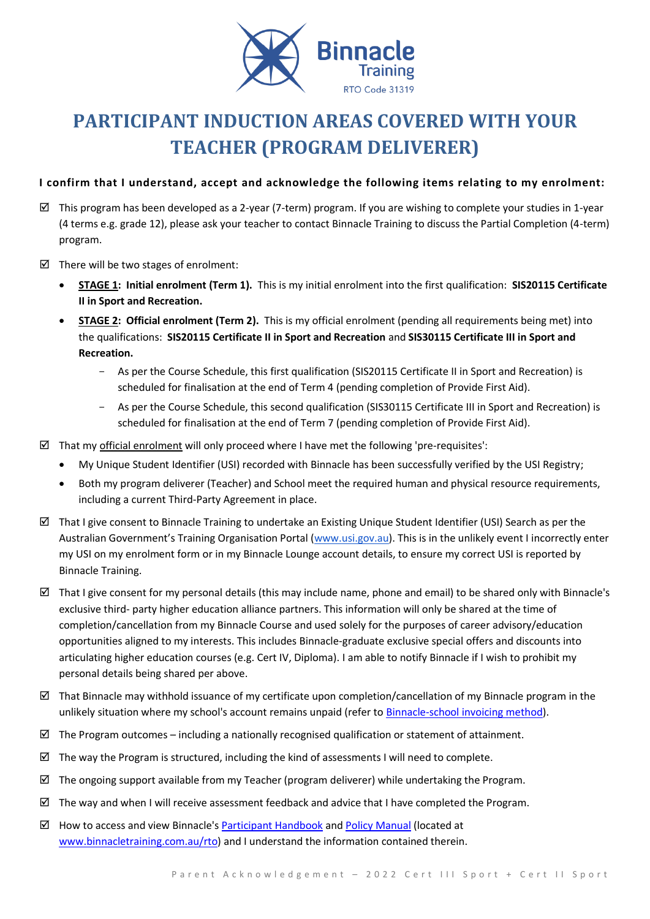Binnacle Training
RTO Code 31319

# PARTICIPANT INDUCTION AREAS COVERED WITH YOUR TEACHER (PROGRAM DELIVERER)

**I confirm that I understand, accept and acknowledge the following items relating to my enrolment:**

☑ This program has been developed as a 2-year (7-term) program. If you are wishing to complete your studies in 1-year (4 terms e.g. grade 12), please ask your teacher to contact Binnacle Training to discuss the Partial Completion (4-term) program.

☑ There will be two stages of enrolment:

- **STAGE 1: Initial enrolment (Term 1).** This is my initial enrolment into the first qualification: **SIS20115 Certificate II in Sport and Recreation.**
- **STAGE 2: Official enrolment (Term 2).** This is my official enrolment (pending all requirements being met) into the qualifications: **SIS20115 Certificate II in Sport and Recreation** and **SIS30115 Certificate III in Sport and Recreation.**
  - As per the Course Schedule, this first qualification (SIS20115 Certificate II in Sport and Recreation) is scheduled for finalisation at the end of Term 4 (pending completion of Provide First Aid).
  - As per the Course Schedule, this second qualification (SIS30115 Certificate III in Sport and Recreation) is scheduled for finalisation at the end of Term 7 (pending completion of Provide First Aid).

☑ That my official enrolment will only proceed where I have met the following 'pre-requisites':

- My Unique Student Identifier (USI) recorded with Binnacle has been successfully verified by the USI Registry;
- Both my program deliverer (Teacher) and School meet the required human and physical resource requirements, including a current Third-Party Agreement in place.

☑ That I give consent to Binnacle Training to undertake an Existing Unique Student Identifier (USI) Search as per the Australian Government's Training Organisation Portal (www.usi.gov.au). This is in the unlikely event I incorrectly enter my USI on my enrolment form or in my Binnacle Lounge account details, to ensure my correct USI is reported by Binnacle Training.

☑ That I give consent for my personal details (this may include name, phone and email) to be shared only with Binnacle's exclusive third- party higher education alliance partners. This information will only be shared at the time of completion/cancellation from my Binnacle Course and used solely for the purposes of career advisory/education opportunities aligned to my interests. This includes Binnacle-graduate exclusive special offers and discounts into articulating higher education courses (e.g. Cert IV, Diploma). I am able to notify Binnacle if I wish to prohibit my personal details being shared per above.

☑ That Binnacle may withhold issuance of my certificate upon completion/cancellation of my Binnacle program in the unlikely situation where my school's account remains unpaid (refer to Binnacle-school invoicing method).

☑ The Program outcomes – including a nationally recognised qualification or statement of attainment.

☑ The way the Program is structured, including the kind of assessments I will need to complete.

☑ The ongoing support available from my Teacher (program deliverer) while undertaking the Program.

☑ The way and when I will receive assessment feedback and advice that I have completed the Program.

☑ How to access and view Binnacle's Participant Handbook and Policy Manual (located at www.binnacletraining.com.au/rto) and I understand the information contained therein.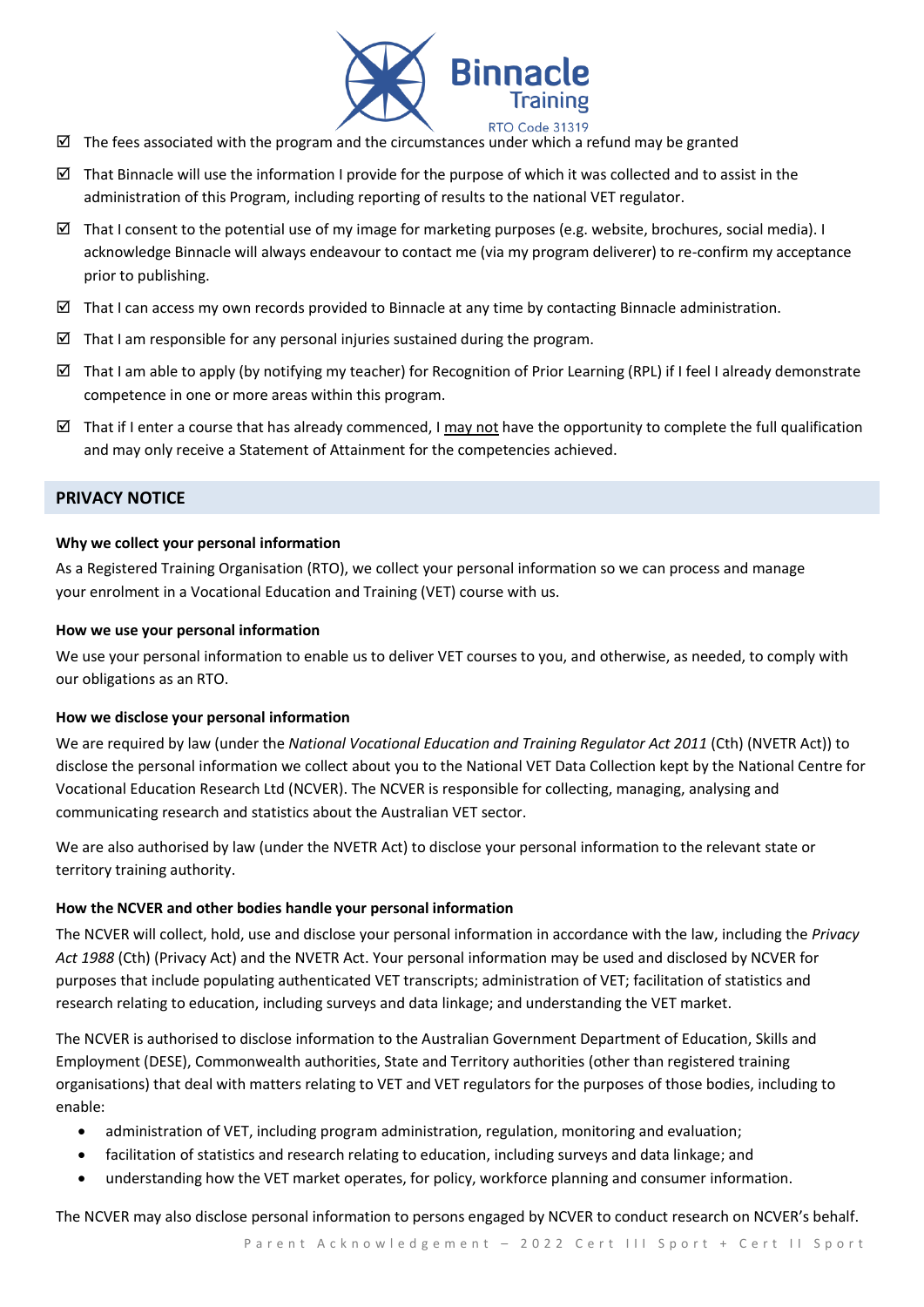- ☑ The fees associated with the program and the circumstances under which a refund may be granted
- ☑ That Binnacle will use the information I provide for the purpose of which it was collected and to assist in the administration of this Program, including reporting of results to the national VET regulator.
- ☑ That I consent to the potential use of my image for marketing purposes (e.g. website, brochures, social media). I acknowledge Binnacle will always endeavour to contact me (via my program deliverer) to re-confirm my acceptance prior to publishing.
- ☑ That I can access my own records provided to Binnacle at any time by contacting Binnacle administration.
- ☑ That I am responsible for any personal injuries sustained during the program.
- ☑ That I am able to apply (by notifying my teacher) for Recognition of Prior Learning (RPL) if I feel I already demonstrate competence in one or more areas within this program.
- ☑ That if I enter a course that has already commenced, I <u>may not</u> have the opportunity to complete the full qualification and may only receive a Statement of Attainment for the competencies achieved.

## PRIVACY NOTICE

**Why we collect your personal information**

As a Registered Training Organisation (RTO), we collect your personal information so we can process and manage your enrolment in a Vocational Education and Training (VET) course with us.

**How we use your personal information**

We use your personal information to enable us to deliver VET courses to you, and otherwise, as needed, to comply with our obligations as an RTO.

**How we disclose your personal information**

We are required by law (under the *National Vocational Education and Training Regulator Act 2011* (Cth) (NVETR Act)) to disclose the personal information we collect about you to the National VET Data Collection kept by the National Centre for Vocational Education Research Ltd (NCVER). The NCVER is responsible for collecting, managing, analysing and communicating research and statistics about the Australian VET sector.

We are also authorised by law (under the NVETR Act) to disclose your personal information to the relevant state or territory training authority.

**How the NCVER and other bodies handle your personal information**

The NCVER will collect, hold, use and disclose your personal information in accordance with the law, including the *Privacy Act 1988* (Cth) (Privacy Act) and the NVETR Act. Your personal information may be used and disclosed by NCVER for purposes that include populating authenticated VET transcripts; administration of VET; facilitation of statistics and research relating to education, including surveys and data linkage; and understanding the VET market.

The NCVER is authorised to disclose information to the Australian Government Department of Education, Skills and Employment (DESE), Commonwealth authorities, State and Territory authorities (other than registered training organisations) that deal with matters relating to VET and VET regulators for the purposes of those bodies, including to enable:

- administration of VET, including program administration, regulation, monitoring and evaluation;
- facilitation of statistics and research relating to education, including surveys and data linkage; and
- understanding how the VET market operates, for policy, workforce planning and consumer information.

The NCVER may also disclose personal information to persons engaged by NCVER to conduct research on NCVER's behalf.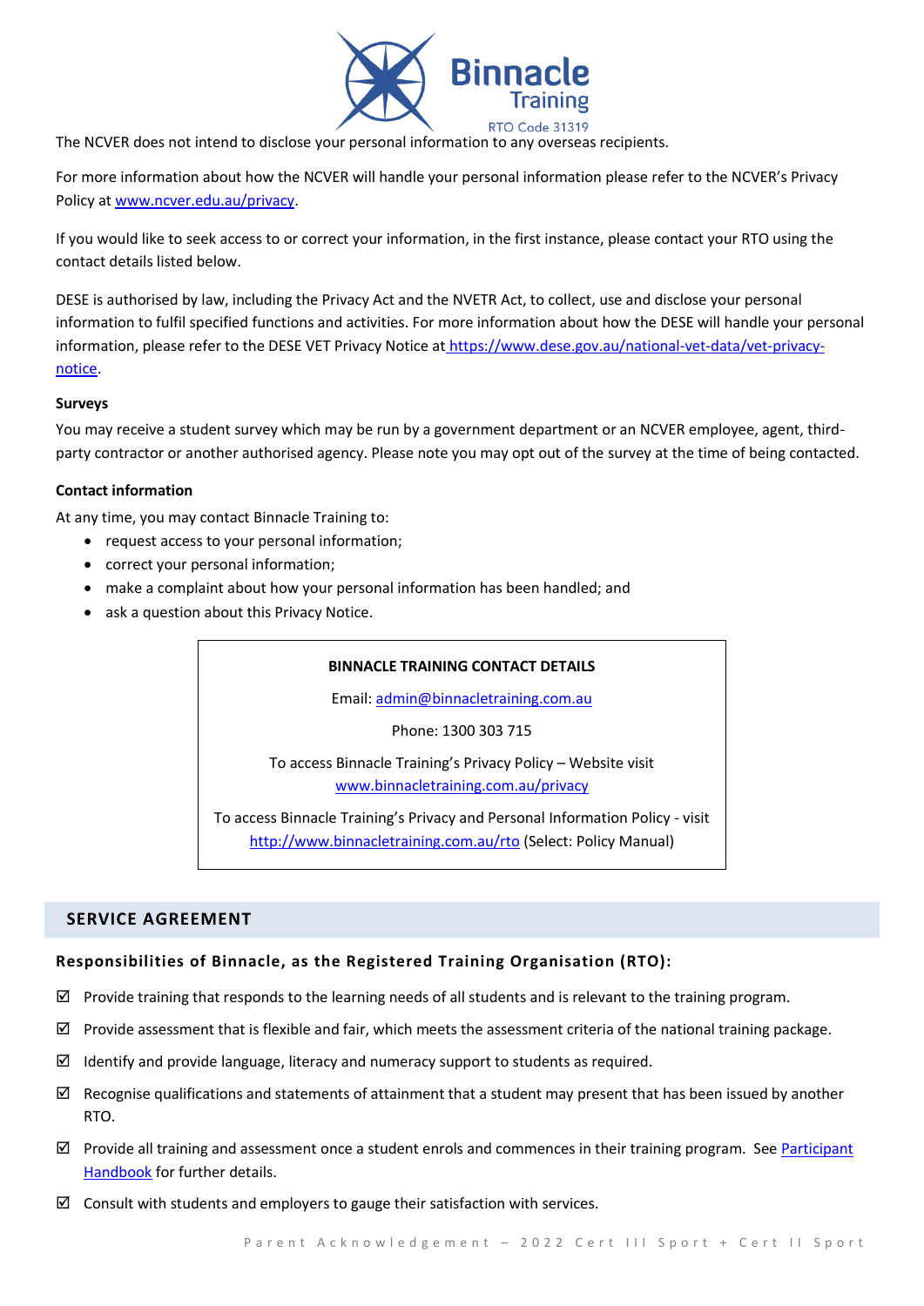The NCVER does not intend to disclose your personal information to any overseas recipients.

For more information about how the NCVER will handle your personal information please refer to the NCVER's Privacy Policy at [www.ncver.edu.au/privacy](http://www.ncver.edu.au/privacy).

If you would like to seek access to or correct your information, in the first instance, please contact your RTO using the contact details listed below.

DESE is authorised by law, including the Privacy Act and the NVETR Act, to collect, use and disclose your personal information to fulfil specified functions and activities. For more information about how the DESE will handle your personal information, please refer to the DESE VET Privacy Notice at [https://www.dese.gov.au/national-vet-data/vet-privacy-notice](https://www.dese.gov.au/national-vet-data/vet-privacy-notice).

#### Surveys

You may receive a student survey which may be run by a government department or an NCVER employee, agent, third-party contractor or another authorised agency. Please note you may opt out of the survey at the time of being contacted.

#### Contact information

At any time, you may contact Binnacle Training to:

- request access to your personal information;
- correct your personal information;
- make a complaint about how your personal information has been handled; and
- ask a question about this Privacy Notice.

**BINNACLE TRAINING CONTACT DETAILS**

Email: [admin@binnacletraining.com.au](mailto:admin@binnacletraining.com.au)

Phone: 1300 303 715

To access Binnacle Training's Privacy Policy – Website visit [www.binnacletraining.com.au/privacy](http://www.binnacletraining.com.au/privacy)

To access Binnacle Training's Privacy and Personal Information Policy - visit [http://www.binnacletraining.com.au/rto](http://www.binnacletraining.com.au/rto) (Select: Policy Manual)

## SERVICE AGREEMENT

### Responsibilities of Binnacle, as the Registered Training Organisation (RTO):

☑ Provide training that responds to the learning needs of all students and is relevant to the training program.

☑ Provide assessment that is flexible and fair, which meets the assessment criteria of the national training package.

☑ Identify and provide language, literacy and numeracy support to students as required.

☑ Recognise qualifications and statements of attainment that a student may present that has been issued by another RTO.

☑ Provide all training and assessment once a student enrols and commences in their training program. See Participant Handbook for further details.

☑ Consult with students and employers to gauge their satisfaction with services.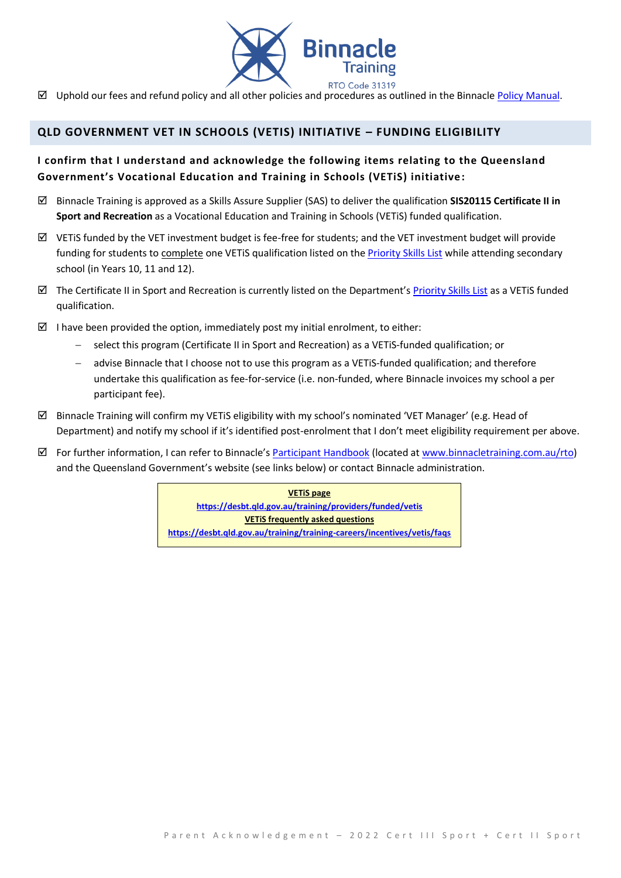☑ Uphold our fees and refund policy and all other policies and procedures as outlined in the Binnacle Policy Manual.

## QLD GOVERNMENT VET IN SCHOOLS (VETIS) INITIATIVE – FUNDING ELIGIBILITY

**I confirm that I understand and acknowledge the following items relating to the Queensland Government's Vocational Education and Training in Schools (VETiS) initiative:**

☑ Binnacle Training is approved as a Skills Assure Supplier (SAS) to deliver the qualification **SIS20115 Certificate II in Sport and Recreation** as a Vocational Education and Training in Schools (VETiS) funded qualification.

☑ VETiS funded by the VET investment budget is fee-free for students; and the VET investment budget will provide funding for students to complete one VETiS qualification listed on the Priority Skills List while attending secondary school (in Years 10, 11 and 12).

☑ The Certificate II in Sport and Recreation is currently listed on the Department's Priority Skills List as a VETiS funded qualification.

☑ I have been provided the option, immediately post my initial enrolment, to either:

- select this program (Certificate II in Sport and Recreation) as a VETiS-funded qualification; or
- advise Binnacle that I choose not to use this program as a VETiS-funded qualification; and therefore undertake this qualification as fee-for-service (i.e. non-funded, where Binnacle invoices my school a per participant fee).

☑ Binnacle Training will confirm my VETiS eligibility with my school's nominated 'VET Manager' (e.g. Head of Department) and notify my school if it's identified post-enrolment that I don't meet eligibility requirement per above.

☑ For further information, I can refer to Binnacle's Participant Handbook (located at www.binnacletraining.com.au/rto) and the Queensland Government's website (see links below) or contact Binnacle administration.

**VETiS page**
**https://desbt.qld.gov.au/training/providers/funded/vetis**
**VETiS frequently asked questions**
**https://desbt.qld.gov.au/training/training-careers/incentives/vetis/faqs**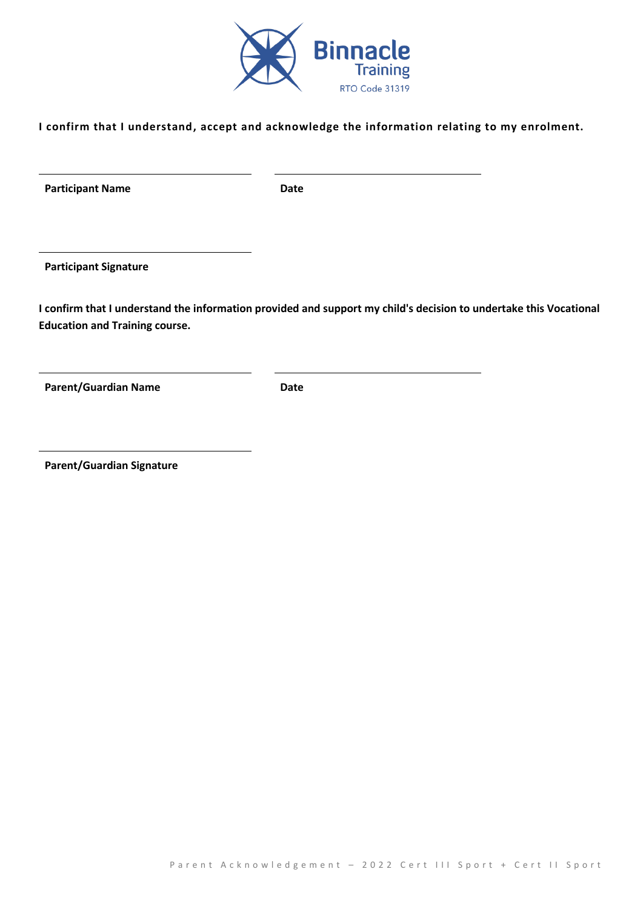Binnacle Training
RTO Code 31319

**I confirm that I understand, accept and acknowledge the information relating to my enrolment.**

**Participant Name** ______________________ **Date** ______________________

**Participant Signature** ______________________

**I confirm that I understand the information provided and support my child's decision to undertake this Vocational Education and Training course.**

**Parent/Guardian Name** ______________________ **Date** ______________________

**Parent/Guardian Signature** ______________________